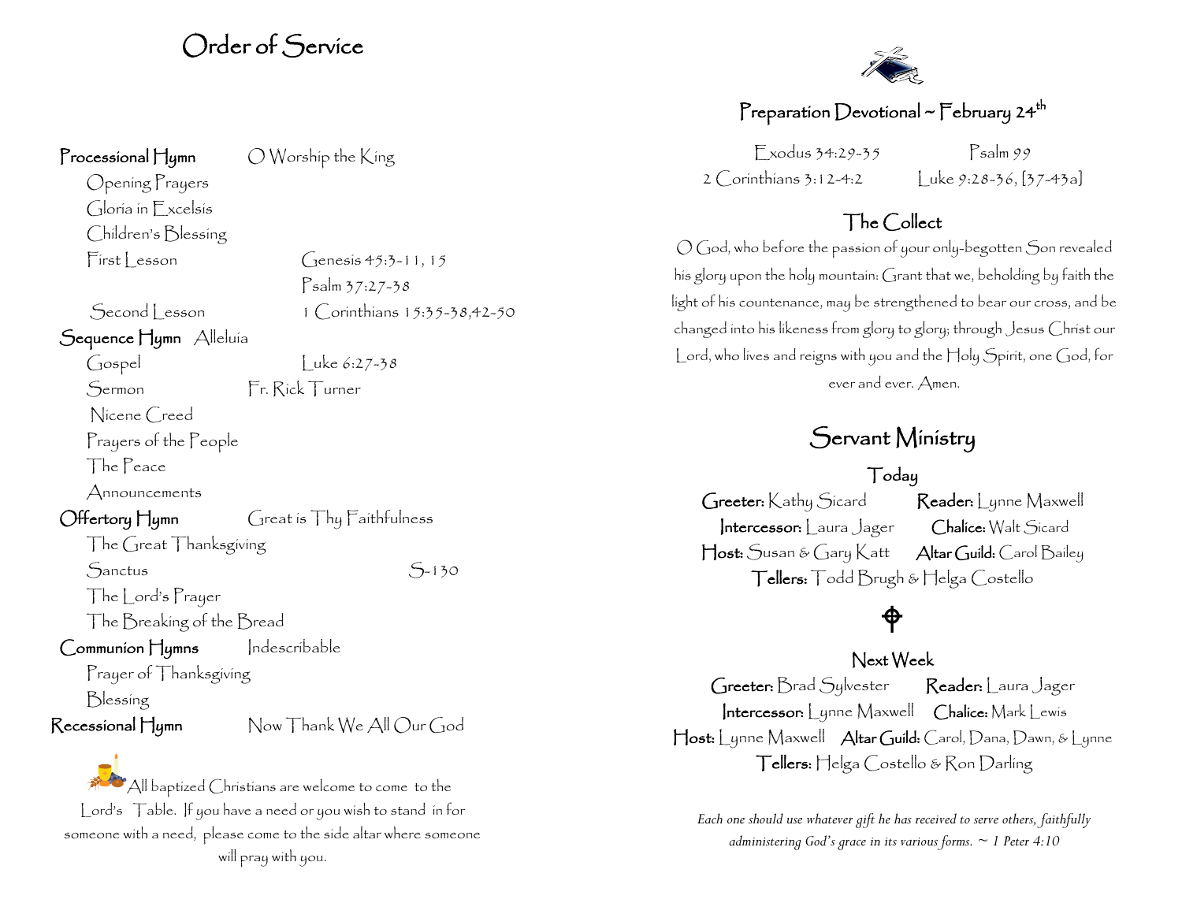# Order of Service

**Processional Hymn** O Worship the King

- Opening Prayers
- Gloria in Excelsis
- Children's Blessing
- First Lesson — Genesis 45:3-11, 15
  - Psalm 37:27-38
- Second Lesson — 1 Corinthians 15:35-38,42-50

**Sequence Hymn** Alleluia

- Gospel — Luke 6:27-38
- Sermon — Fr. Rick Turner
- Nicene Creed
- Prayers of the People
- The Peace
- Announcements

**Offertory Hymn** Great is Thy Faithfulness

- The Great Thanksgiving
- Sanctus — S-130
- The Lord's Prayer
- The Breaking of the Bread

**Communion Hymns** Indescribable

- Prayer of Thanksgiving
- Blessing

**Recessional Hymn** Now Thank We All Our God

All baptized Christians are welcome to come to the Lord's Table. If you have a need or you wish to stand in for someone with a need, please come to the side altar where someone will pray with you.

## Preparation Devotional ~ February 24th

Exodus 34:29-35 Psalm 99
2 Corinthians 3:12-4:2 Luke 9:28-36, [37-43a]

### The Collect

O God, who before the passion of your only-begotten Son revealed his glory upon the holy mountain: Grant that we, beholding by faith the light of his countenance, may be strengthened to bear our cross, and be changed into his likeness from glory to glory; through Jesus Christ our Lord, who lives and reigns with you and the Holy Spirit, one God, for ever and ever. Amen.

## Servant Ministry

### Today

**Greeter:** Kathy Sicard **Reader:** Lynne Maxwell
**Intercessor:** Laura Jager **Chalice:** Walt Sicard
**Host:** Susan & Gary Katt **Altar Guild:** Carol Bailey
**Tellers:** Todd Brugh & Helga Costello

### Next Week

**Greeter:** Brad Sylvester **Reader:** Laura Jager
**Intercessor:** Lynne Maxwell **Chalice:** Mark Lewis
**Host:** Lynne Maxwell **Altar Guild:** Carol, Dana, Dawn, & Lynne
**Tellers:** Helga Costello & Ron Darling

*Each one should use whatever gift he has received to serve others, faithfully administering God's grace in its various forms. ~ 1 Peter 4:10*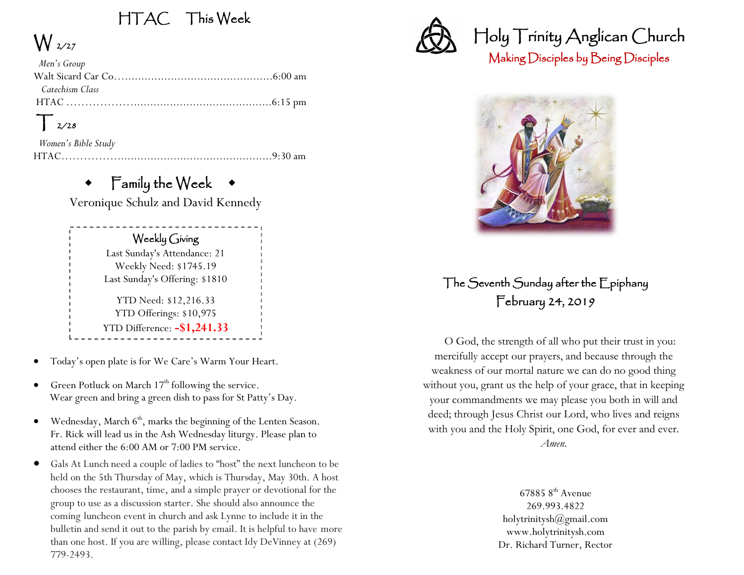# HTAC This Week

## W 2/27

*Men's Group*
Walt Sicard Car Co……………………………………………6:00 am

*Catechism Class*
HTAC ………………………………………………………6:15 pm

## T 2/28

*Women's Bible Study*
HTAC…………………………………………………………9:30 am

## ◆ Family the Week ◆

Veronique Schulz and David Kennedy

### Weekly Giving

Last Sunday's Attendance: 21
Weekly Need: $1745.19
Last Sunday's Offering: $1810

YTD Need: $12,216.33
YTD Offerings: $10,975
YTD Difference: **-$1,241.33**

- Today's open plate is for We Care's Warm Your Heart.
- Green Potluck on March 17th following the service. Wear green and bring a green dish to pass for St Patty's Day.
- Wednesday, March 6th, marks the beginning of the Lenten Season. Fr. Rick will lead us in the Ash Wednesday liturgy. Please plan to attend either the 6:00 AM or 7:00 PM service.
- Gals At Lunch need a couple of ladies to "host" the next luncheon to be held on the 5th Thursday of May, which is Thursday, May 30th. A host chooses the restaurant, time, and a simple prayer or devotional for the group to use as a discussion starter. She should also announce the coming luncheon event in church and ask Lynne to include it in the bulletin and send it out to the parish by email. It is helpful to have more than one host. If you are willing, please contact Idy DeVinney at (269) 779-2493.

# Holy Trinity Anglican Church

Making Disciples by Being Disciples

## The Seventh Sunday after the Epiphany
## February 24, 2019

O God, the strength of all who put their trust in you: mercifully accept our prayers, and because through the weakness of our mortal nature we can do no good thing without you, grant us the help of your grace, that in keeping your commandments we may please you both in will and deed; through Jesus Christ our Lord, who lives and reigns with you and the Holy Spirit, one God, for ever and ever. *Amen.*

67885 8th Avenue
269.993.4822
holytrinitysh@gmail.com
www.holytrinitysh.com
Dr. Richard Turner, Rector